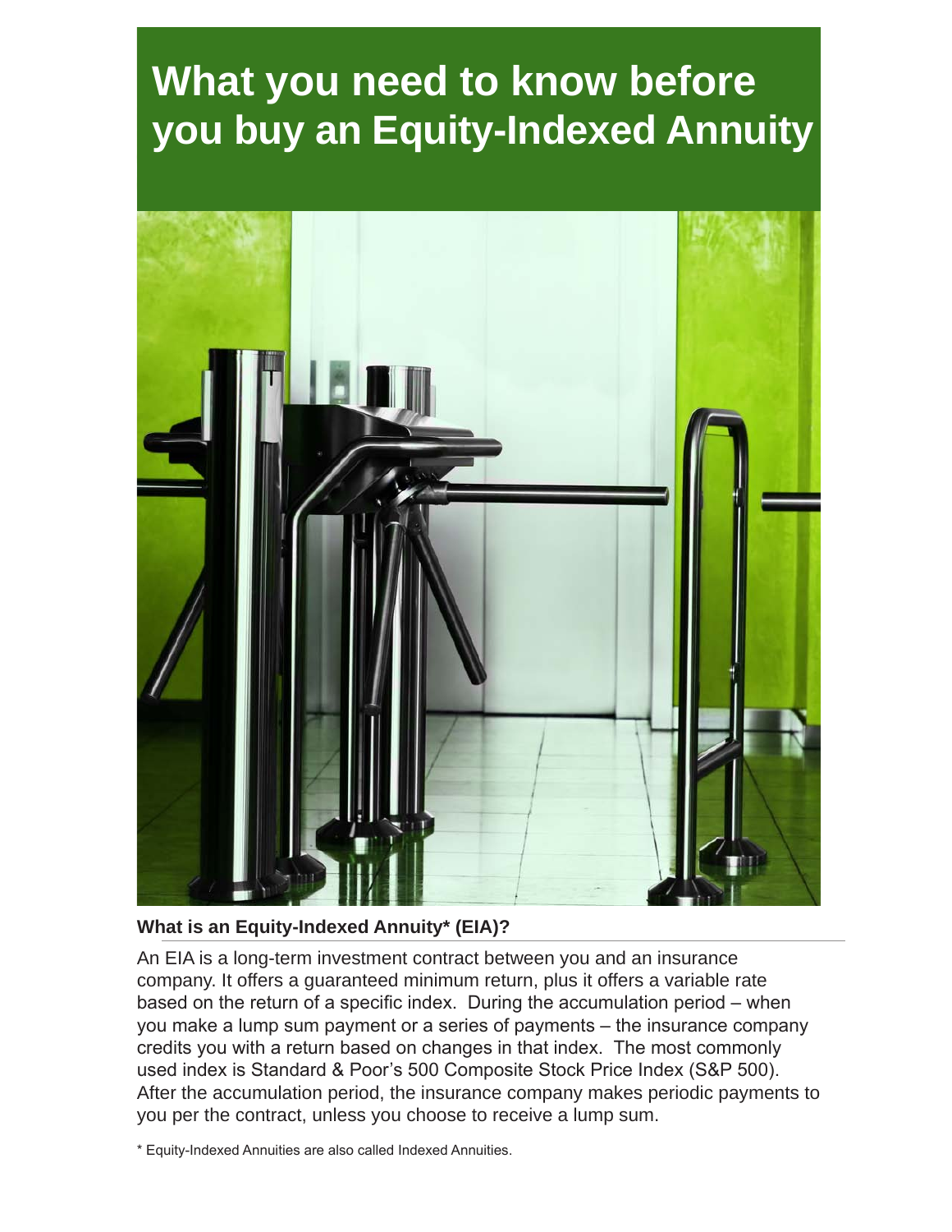# What you need to know before you buy an Equity-Indexed Annuity

### What is an Equity-Indexed Annuity* (EIA)?

An EIA is a long-term investment contract between you and an insurance company. It offers a guaranteed minimum return, plus it offers a variable rate based on the return of a specific index. During the accumulation period – when you make a lump sum payment or a series of payments – the insurance company credits you with a return based on changes in that index. The most commonly used index is Standard & Poor's 500 Composite Stock Price Index (S&P 500). After the accumulation period, the insurance company makes periodic payments to you per the contract, unless you choose to receive a lump sum.

* Equity-Indexed Annuities are also called Indexed Annuities.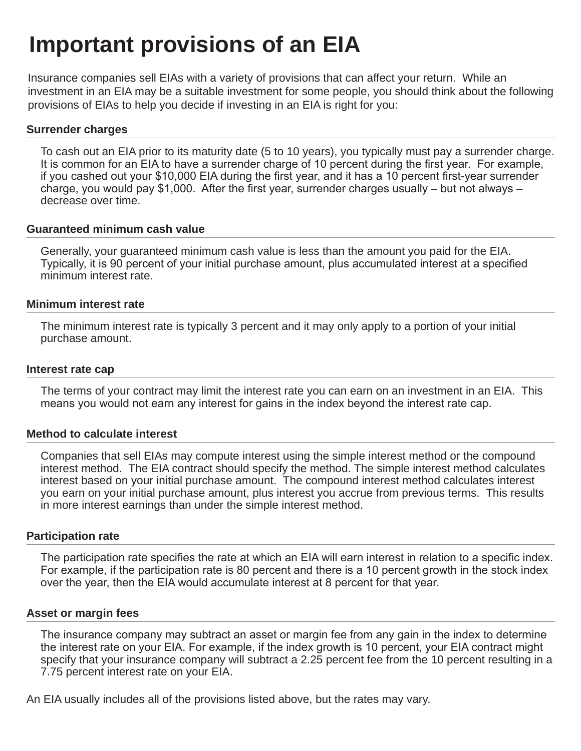# Important provisions of an EIA

Insurance companies sell EIAs with a variety of provisions that can affect your return. While an investment in an EIA may be a suitable investment for some people, you should think about the following provisions of EIAs to help you decide if investing in an EIA is right for you:

### Surrender charges

To cash out an EIA prior to its maturity date (5 to 10 years), you typically must pay a surrender charge. It is common for an EIA to have a surrender charge of 10 percent during the first year. For example, if you cashed out your $10,000 EIA during the first year, and it has a 10 percent first-year surrender charge, you would pay $1,000. After the first year, surrender charges usually – but not always – decrease over time.

### Guaranteed minimum cash value

Generally, your guaranteed minimum cash value is less than the amount you paid for the EIA. Typically, it is 90 percent of your initial purchase amount, plus accumulated interest at a specified minimum interest rate.

### Minimum interest rate

The minimum interest rate is typically 3 percent and it may only apply to a portion of your initial purchase amount.

### Interest rate cap

The terms of your contract may limit the interest rate you can earn on an investment in an EIA. This means you would not earn any interest for gains in the index beyond the interest rate cap.

### Method to calculate interest

Companies that sell EIAs may compute interest using the simple interest method or the compound interest method. The EIA contract should specify the method. The simple interest method calculates interest based on your initial purchase amount. The compound interest method calculates interest you earn on your initial purchase amount, plus interest you accrue from previous terms. This results in more interest earnings than under the simple interest method.

### Participation rate

The participation rate specifies the rate at which an EIA will earn interest in relation to a specific index. For example, if the participation rate is 80 percent and there is a 10 percent growth in the stock index over the year, then the EIA would accumulate interest at 8 percent for that year.

### Asset or margin fees

The insurance company may subtract an asset or margin fee from any gain in the index to determine the interest rate on your EIA. For example, if the index growth is 10 percent, your EIA contract might specify that your insurance company will subtract a 2.25 percent fee from the 10 percent resulting in a 7.75 percent interest rate on your EIA.

An EIA usually includes all of the provisions listed above, but the rates may vary.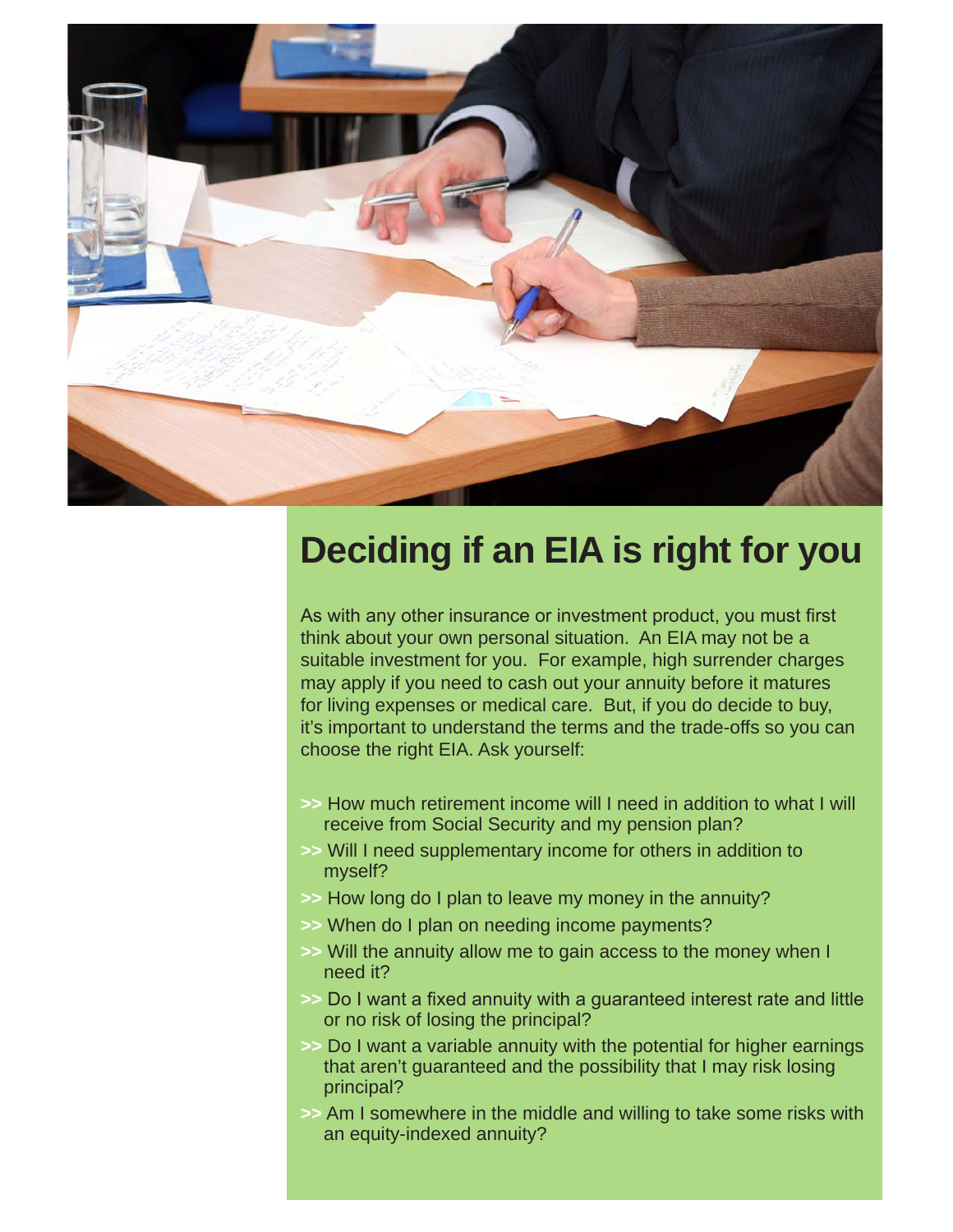# Deciding if an EIA is right for you

As with any other insurance or investment product, you must first think about your own personal situation. An EIA may not be a suitable investment for you. For example, high surrender charges may apply if you need to cash out your annuity before it matures for living expenses or medical care. But, if you do decide to buy, it's important to understand the terms and the trade-offs so you can choose the right EIA. Ask yourself:

- >> How much retirement income will I need in addition to what I will receive from Social Security and my pension plan?
- >> Will I need supplementary income for others in addition to myself?
- >> How long do I plan to leave my money in the annuity?
- >> When do I plan on needing income payments?
- >> Will the annuity allow me to gain access to the money when I need it?
- >> Do I want a fixed annuity with a guaranteed interest rate and little or no risk of losing the principal?
- >> Do I want a variable annuity with the potential for higher earnings that aren't guaranteed and the possibility that I may risk losing principal?
- >> Am I somewhere in the middle and willing to take some risks with an equity-indexed annuity?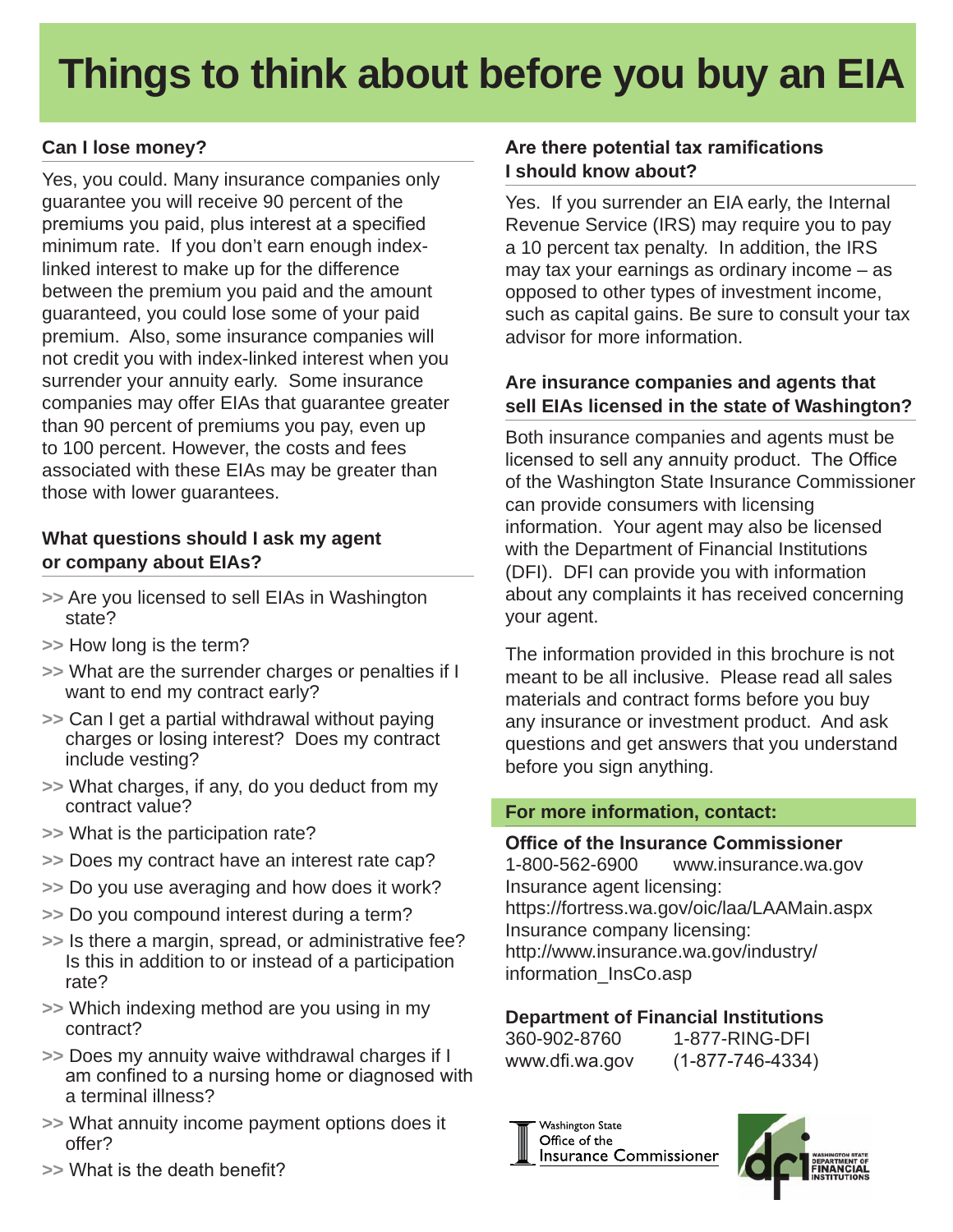# Things to think about before you buy an EIA

### Can I lose money?

Yes, you could. Many insurance companies only guarantee you will receive 90 percent of the premiums you paid, plus interest at a specified minimum rate. If you don't earn enough index-linked interest to make up for the difference between the premium you paid and the amount guaranteed, you could lose some of your paid premium. Also, some insurance companies will not credit you with index-linked interest when you surrender your annuity early. Some insurance companies may offer EIAs that guarantee greater than 90 percent of premiums you pay, even up to 100 percent. However, the costs and fees associated with these EIAs may be greater than those with lower guarantees.

### What questions should I ask my agent or company about EIAs?

- >> Are you licensed to sell EIAs in Washington state?
- >> How long is the term?
- >> What are the surrender charges or penalties if I want to end my contract early?
- >> Can I get a partial withdrawal without paying charges or losing interest? Does my contract include vesting?
- >> What charges, if any, do you deduct from my contract value?
- >> What is the participation rate?
- >> Does my contract have an interest rate cap?
- >> Do you use averaging and how does it work?
- >> Do you compound interest during a term?
- >> Is there a margin, spread, or administrative fee? Is this in addition to or instead of a participation rate?
- >> Which indexing method are you using in my contract?
- >> Does my annuity waive withdrawal charges if I am confined to a nursing home or diagnosed with a terminal illness?
- >> What annuity income payment options does it offer?
- >> What is the death benefit?

### Are there potential tax ramifications I should know about?

Yes. If you surrender an EIA early, the Internal Revenue Service (IRS) may require you to pay a 10 percent tax penalty. In addition, the IRS may tax your earnings as ordinary income – as opposed to other types of investment income, such as capital gains. Be sure to consult your tax advisor for more information.

### Are insurance companies and agents that sell EIAs licensed in the state of Washington?

Both insurance companies and agents must be licensed to sell any annuity product. The Office of the Washington State Insurance Commissioner can provide consumers with licensing information. Your agent may also be licensed with the Department of Financial Institutions (DFI). DFI can provide you with information about any complaints it has received concerning your agent.

The information provided in this brochure is not meant to be all inclusive. Please read all sales materials and contract forms before you buy any insurance or investment product. And ask questions and get answers that you understand before you sign anything.

### For more information, contact:

**Office of the Insurance Commissioner**
1-800-562-6900 www.insurance.wa.gov
Insurance agent licensing:
https://fortress.wa.gov/oic/laa/LAAMain.aspx
Insurance company licensing:
http://www.insurance.wa.gov/industry/information_InsCo.asp

**Department of Financial Institutions**
360-902-8760 1-877-RING-DFI
www.dfi.wa.gov (1-877-746-4334)

Washington State Office of the Insurance Commissioner

dfi Washington State Department of Financial Institutions